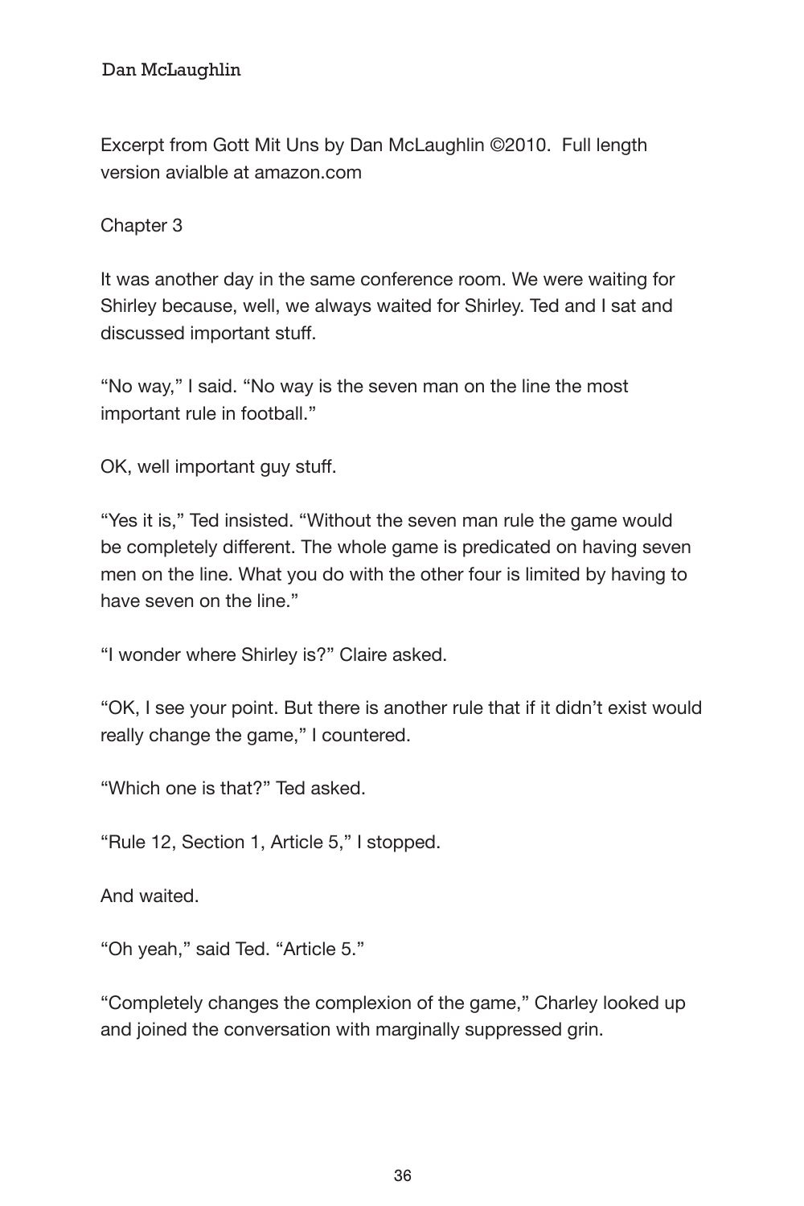Excerpt from Gott Mit Uns by Dan McLaughlin ©2010. Full length version avialble at amazon.com

Chapter 3

It was another day in the same conference room. We were waiting for Shirley because, well, we always waited for Shirley. Ted and I sat and discussed important stuff.

"No way," I said. "No way is the seven man on the line the most important rule in football."

OK, well important guy stuff.

"Yes it is," Ted insisted. "Without the seven man rule the game would be completely different. The whole game is predicated on having seven men on the line. What you do with the other four is limited by having to have seven on the line."

"I wonder where Shirley is?" Claire asked.

"OK, I see your point. But there is another rule that if it didn't exist would really change the game," I countered.

"Which one is that?" Ted asked.

"Rule 12, Section 1, Article 5," I stopped.

And waited.

"Oh yeah," said Ted. "Article 5."

"Completely changes the complexion of the game," Charley looked up and joined the conversation with marginally suppressed grin.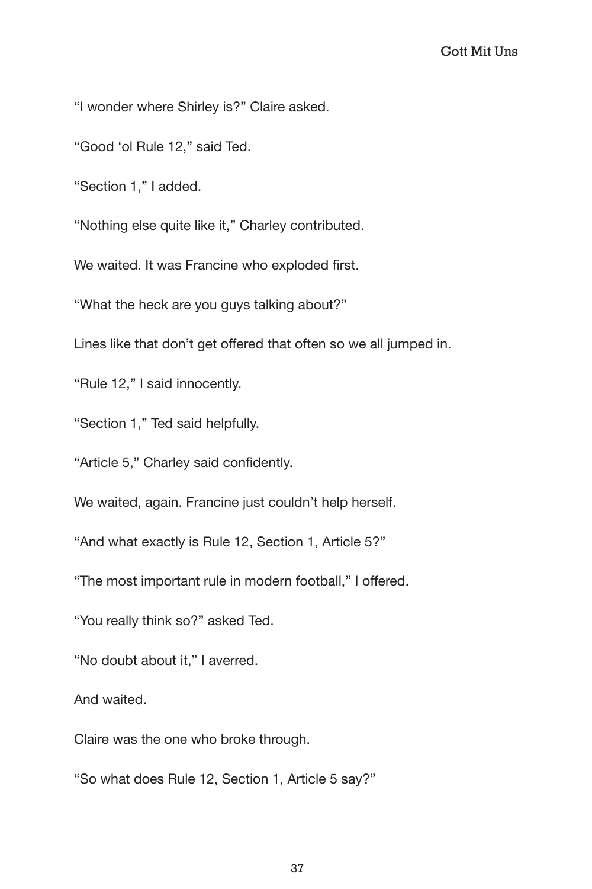“I wonder where Shirley is?” Claire asked.

“Good ‘ol Rule 12,” said Ted.

“Section 1,” I added.

“Nothing else quite like it,” Charley contributed.

We waited. It was Francine who exploded first.

“What the heck are you guys talking about?”

Lines like that don’t get offered that often so we all jumped in.

“Rule 12,” I said innocently.

“Section 1,” Ted said helpfully.

“Article 5,” Charley said confidently.

We waited, again. Francine just couldn’t help herself.

“And what exactly is Rule 12, Section 1, Article 5?”

“The most important rule in modern football,” I offered.

“You really think so?” asked Ted.

“No doubt about it,” I averred.

And waited.

Claire was the one who broke through.

“So what does Rule 12, Section 1, Article 5 say?”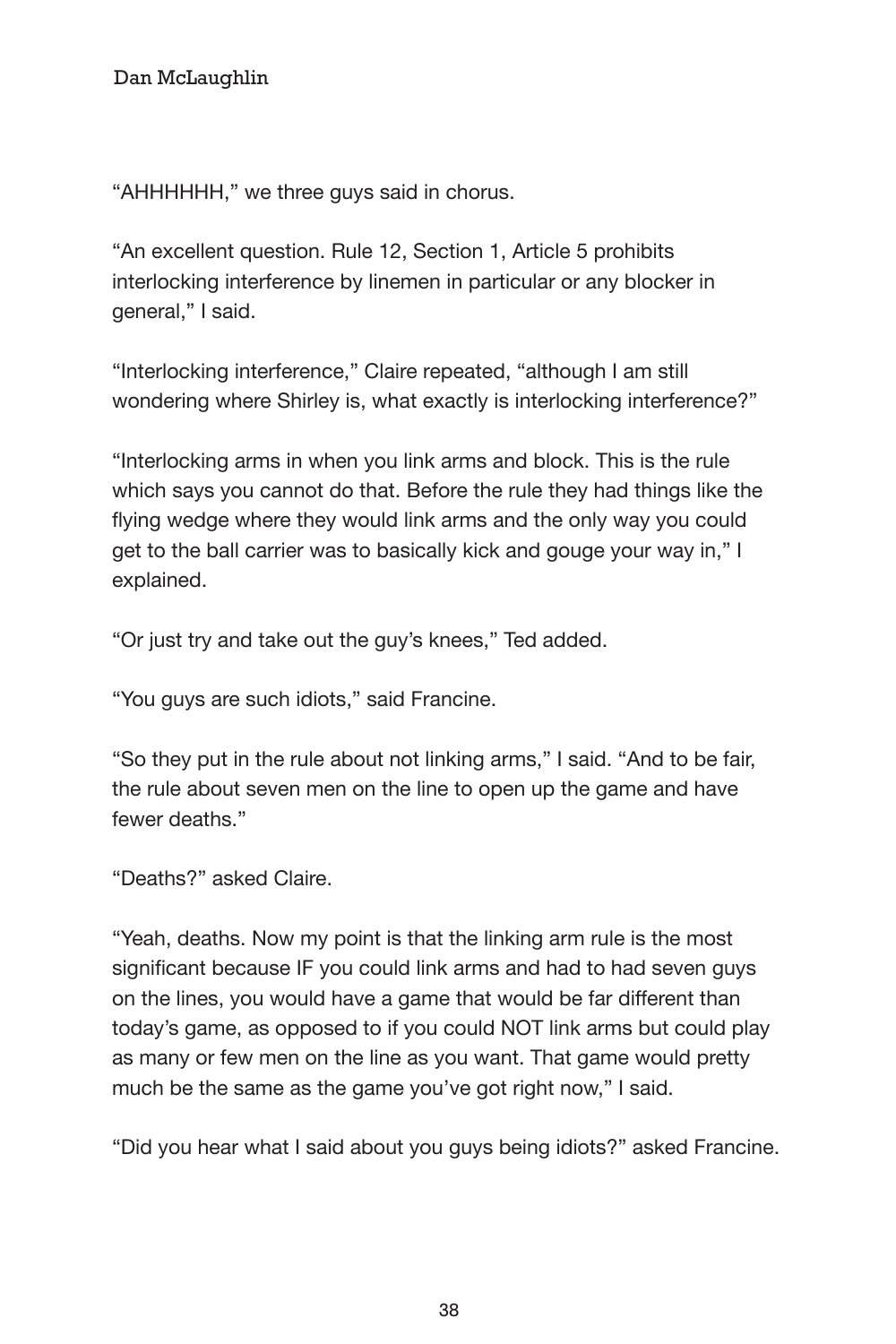"AHHHHHH," we three guys said in chorus.

"An excellent question. Rule 12, Section 1, Article 5 prohibits interlocking interference by linemen in particular or any blocker in general," I said.

"Interlocking interference," Claire repeated, "although I am still wondering where Shirley is, what exactly is interlocking interference?"

"Interlocking arms in when you link arms and block. This is the rule which says you cannot do that. Before the rule they had things like the flying wedge where they would link arms and the only way you could get to the ball carrier was to basically kick and gouge your way in," I explained.

"Or just try and take out the guy's knees," Ted added.

"You guys are such idiots," said Francine.

"So they put in the rule about not linking arms," I said. "And to be fair, the rule about seven men on the line to open up the game and have fewer deaths."

"Deaths?" asked Claire.

"Yeah, deaths. Now my point is that the linking arm rule is the most significant because IF you could link arms and had to had seven guys on the lines, you would have a game that would be far different than today's game, as opposed to if you could NOT link arms but could play as many or few men on the line as you want. That game would pretty much be the same as the game you've got right now," I said.

"Did you hear what I said about you guys being idiots?" asked Francine.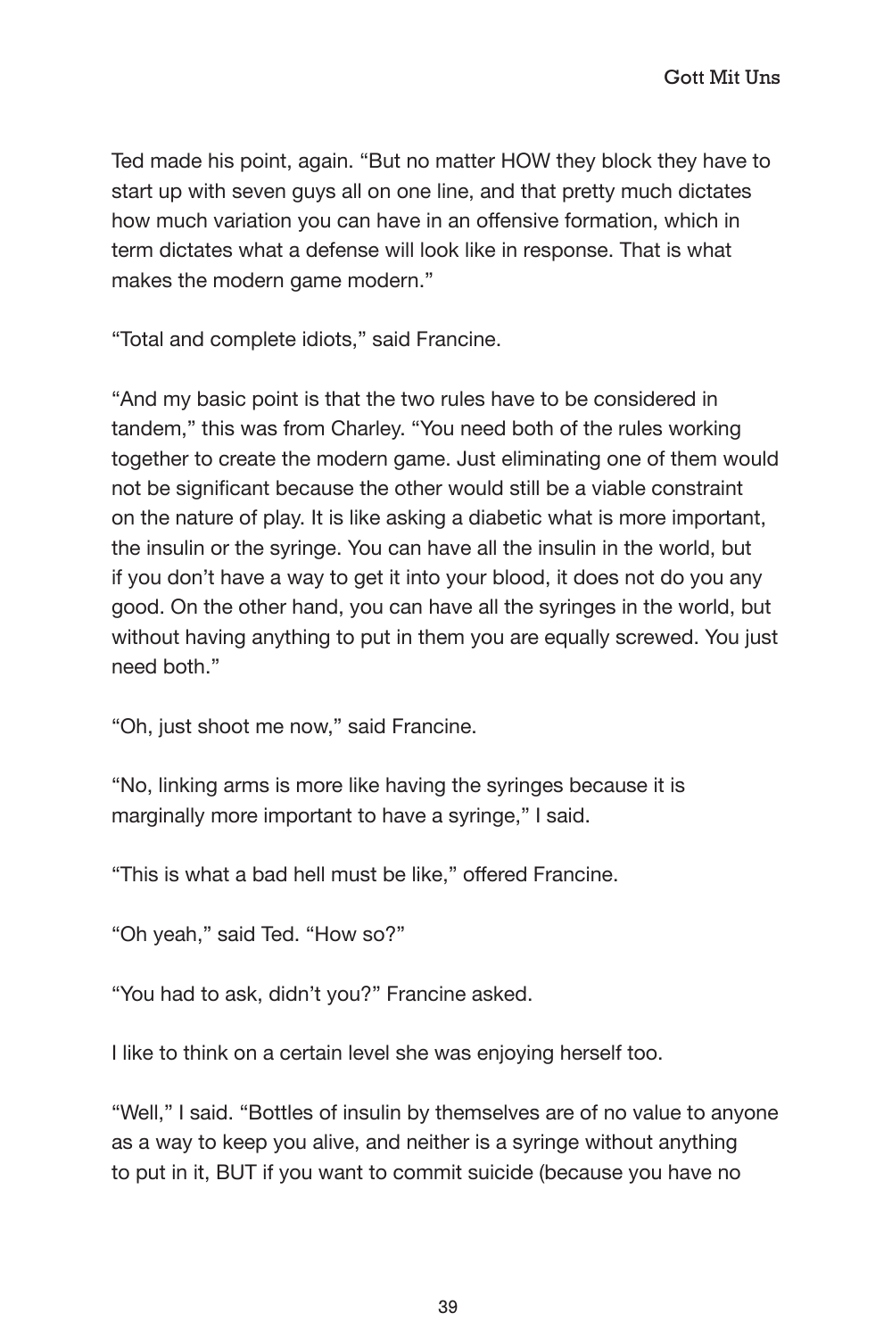Ted made his point, again. "But no matter HOW they block they have to start up with seven guys all on one line, and that pretty much dictates how much variation you can have in an offensive formation, which in term dictates what a defense will look like in response. That is what makes the modern game modern."

"Total and complete idiots," said Francine.

"And my basic point is that the two rules have to be considered in tandem," this was from Charley. "You need both of the rules working together to create the modern game. Just eliminating one of them would not be significant because the other would still be a viable constraint on the nature of play. It is like asking a diabetic what is more important, the insulin or the syringe. You can have all the insulin in the world, but if you don't have a way to get it into your blood, it does not do you any good. On the other hand, you can have all the syringes in the world, but without having anything to put in them you are equally screwed. You just need both."

"Oh, just shoot me now," said Francine.

"No, linking arms is more like having the syringes because it is marginally more important to have a syringe," I said.

"This is what a bad hell must be like," offered Francine.

"Oh yeah," said Ted. "How so?"

"You had to ask, didn't you?" Francine asked.

I like to think on a certain level she was enjoying herself too.

"Well," I said. "Bottles of insulin by themselves are of no value to anyone as a way to keep you alive, and neither is a syringe without anything to put in it, BUT if you want to commit suicide (because you have no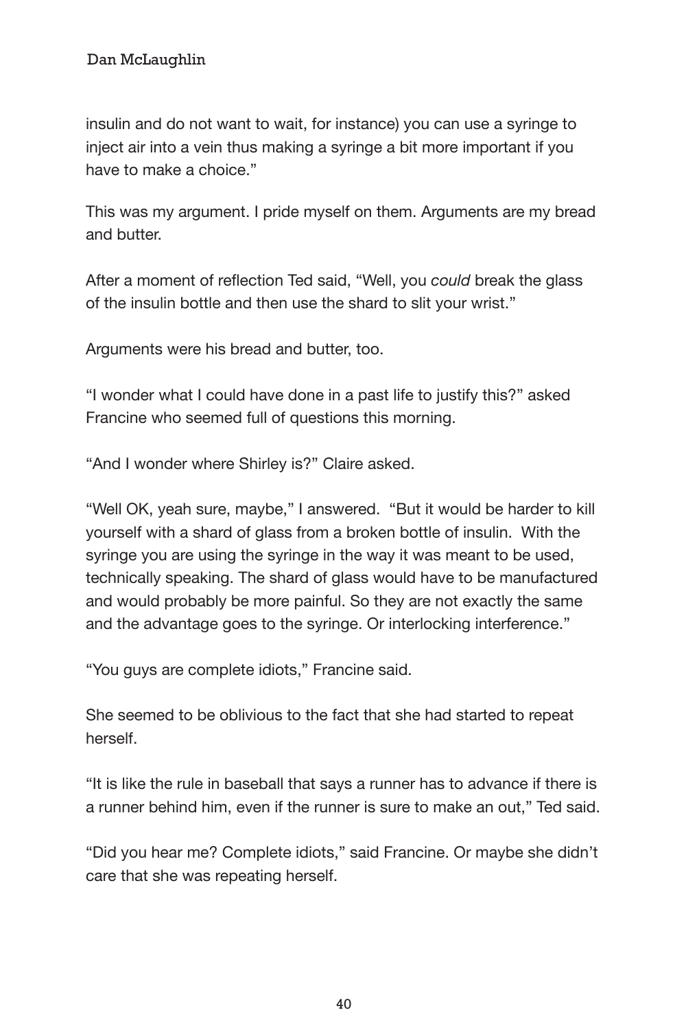insulin and do not want to wait, for instance) you can use a syringe to inject air into a vein thus making a syringe a bit more important if you have to make a choice."

This was my argument. I pride myself on them. Arguments are my bread and butter.

After a moment of reflection Ted said, "Well, you *could* break the glass of the insulin bottle and then use the shard to slit your wrist."

Arguments were his bread and butter, too.

"I wonder what I could have done in a past life to justify this?" asked Francine who seemed full of questions this morning.

"And I wonder where Shirley is?" Claire asked.

"Well OK, yeah sure, maybe," I answered. "But it would be harder to kill yourself with a shard of glass from a broken bottle of insulin. With the syringe you are using the syringe in the way it was meant to be used, technically speaking. The shard of glass would have to be manufactured and would probably be more painful. So they are not exactly the same and the advantage goes to the syringe. Or interlocking interference."

"You guys are complete idiots," Francine said.

She seemed to be oblivious to the fact that she had started to repeat herself.

"It is like the rule in baseball that says a runner has to advance if there is a runner behind him, even if the runner is sure to make an out," Ted said.

"Did you hear me? Complete idiots," said Francine. Or maybe she didn't care that she was repeating herself.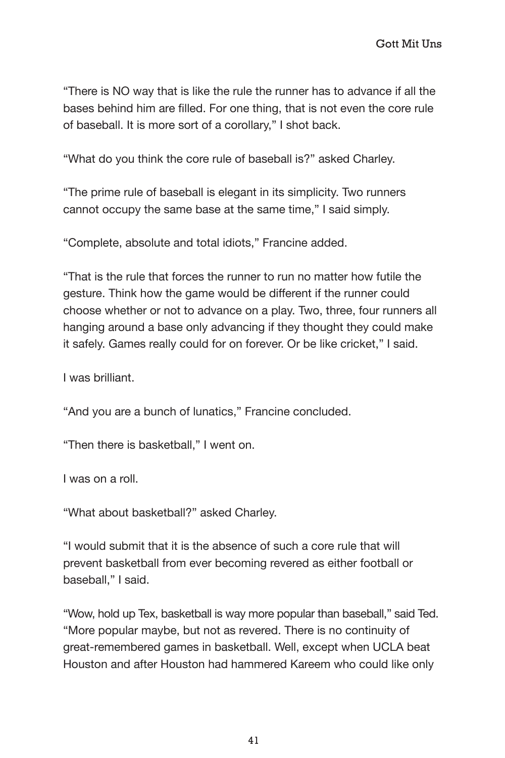“There is NO way that is like the rule the runner has to advance if all the bases behind him are filled. For one thing, that is not even the core rule of baseball. It is more sort of a corollary,” I shot back.

“What do you think the core rule of baseball is?” asked Charley.

“The prime rule of baseball is elegant in its simplicity. Two runners cannot occupy the same base at the same time,” I said simply.

“Complete, absolute and total idiots,” Francine added.

“That is the rule that forces the runner to run no matter how futile the gesture. Think how the game would be different if the runner could choose whether or not to advance on a play. Two, three, four runners all hanging around a base only advancing if they thought they could make it safely. Games really could for on forever. Or be like cricket,” I said.

I was brilliant.

“And you are a bunch of lunatics,” Francine concluded.

“Then there is basketball,” I went on.

I was on a roll.

“What about basketball?” asked Charley.

“I would submit that it is the absence of such a core rule that will prevent basketball from ever becoming revered as either football or baseball,” I said.

“Wow, hold up Tex, basketball is way more popular than baseball,” said Ted.
“More popular maybe, but not as revered. There is no continuity of great-remembered games in basketball. Well, except when UCLA beat Houston and after Houston had hammered Kareem who could like only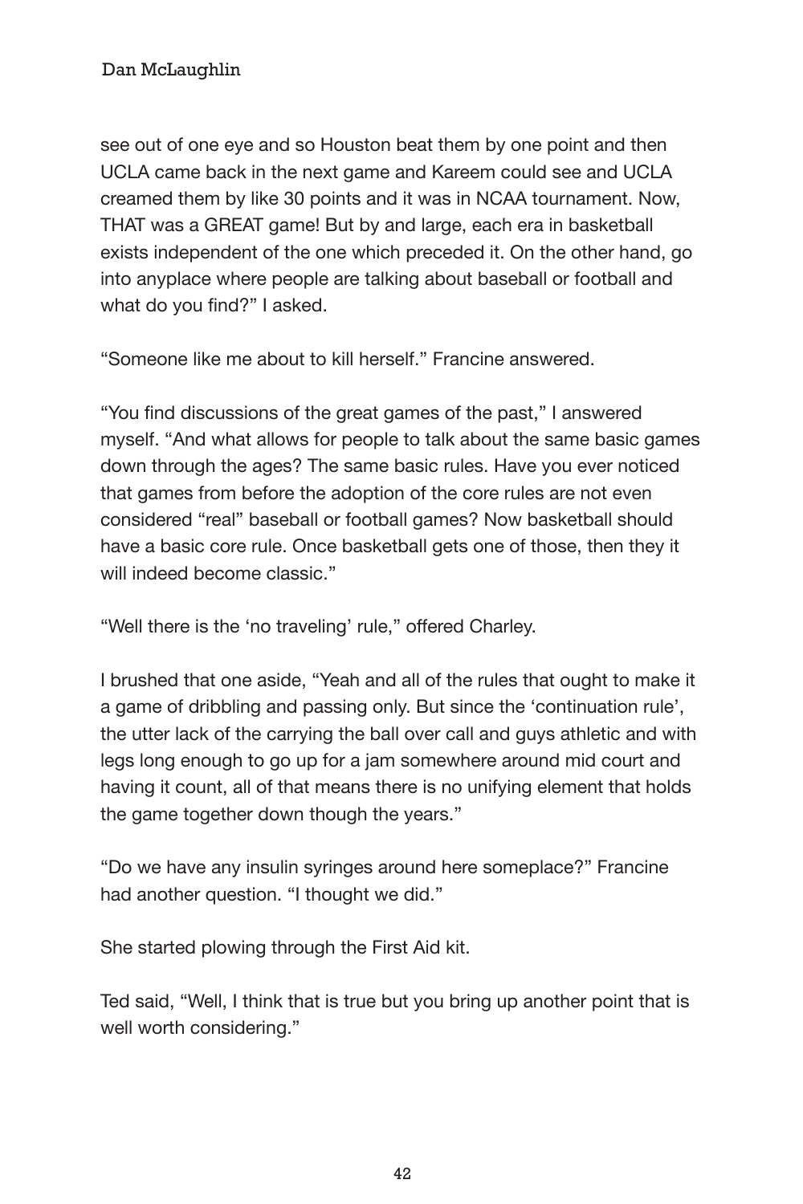see out of one eye and so Houston beat them by one point and then UCLA came back in the next game and Kareem could see and UCLA creamed them by like 30 points and it was in NCAA tournament. Now, THAT was a GREAT game! But by and large, each era in basketball exists independent of the one which preceded it. On the other hand, go into anyplace where people are talking about baseball or football and what do you find?" I asked.

"Someone like me about to kill herself." Francine answered.

"You find discussions of the great games of the past," I answered myself. "And what allows for people to talk about the same basic games down through the ages? The same basic rules. Have you ever noticed that games from before the adoption of the core rules are not even considered "real" baseball or football games? Now basketball should have a basic core rule. Once basketball gets one of those, then they it will indeed become classic."

"Well there is the 'no traveling' rule," offered Charley.

I brushed that one aside, "Yeah and all of the rules that ought to make it a game of dribbling and passing only. But since the 'continuation rule', the utter lack of the carrying the ball over call and guys athletic and with legs long enough to go up for a jam somewhere around mid court and having it count, all of that means there is no unifying element that holds the game together down though the years."

"Do we have any insulin syringes around here someplace?" Francine had another question. "I thought we did."

She started plowing through the First Aid kit.

Ted said, "Well, I think that is true but you bring up another point that is well worth considering."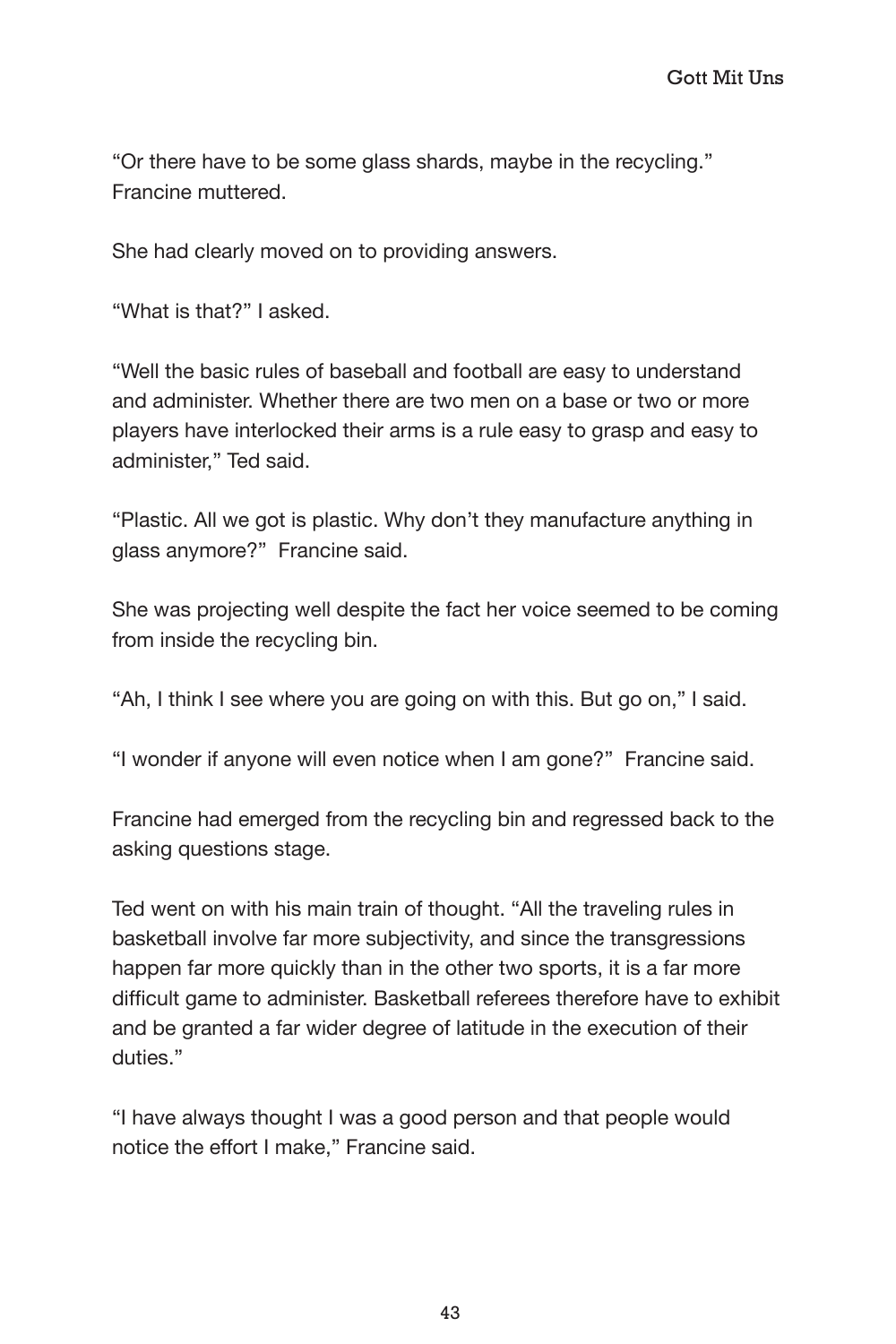"Or there have to be some glass shards, maybe in the recycling." Francine muttered.

She had clearly moved on to providing answers.

"What is that?" I asked.

"Well the basic rules of baseball and football are easy to understand and administer. Whether there are two men on a base or two or more players have interlocked their arms is a rule easy to grasp and easy to administer," Ted said.

"Plastic. All we got is plastic. Why don't they manufacture anything in glass anymore?" Francine said.

She was projecting well despite the fact her voice seemed to be coming from inside the recycling bin.

"Ah, I think I see where you are going on with this. But go on," I said.

"I wonder if anyone will even notice when I am gone?" Francine said.

Francine had emerged from the recycling bin and regressed back to the asking questions stage.

Ted went on with his main train of thought. "All the traveling rules in basketball involve far more subjectivity, and since the transgressions happen far more quickly than in the other two sports, it is a far more difficult game to administer. Basketball referees therefore have to exhibit and be granted a far wider degree of latitude in the execution of their duties."

"I have always thought I was a good person and that people would notice the effort I make," Francine said.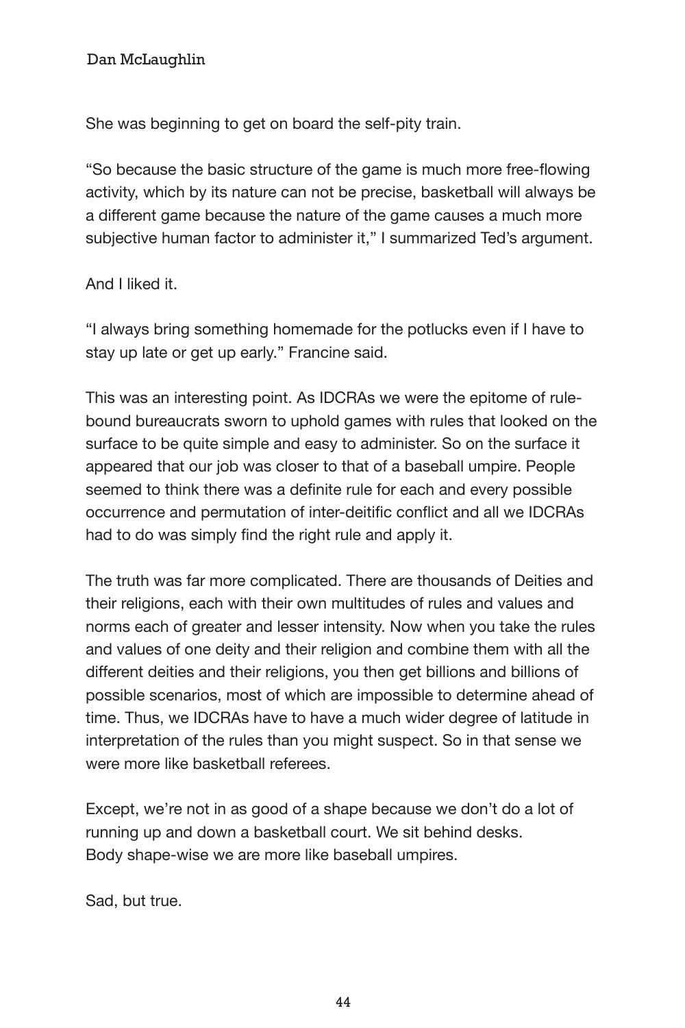She was beginning to get on board the self-pity train.

"So because the basic structure of the game is much more free-flowing activity, which by its nature can not be precise, basketball will always be a different game because the nature of the game causes a much more subjective human factor to administer it," I summarized Ted's argument.

And I liked it.

"I always bring something homemade for the potlucks even if I have to stay up late or get up early." Francine said.

This was an interesting point. As IDCRAs we were the epitome of rule-bound bureaucrats sworn to uphold games with rules that looked on the surface to be quite simple and easy to administer. So on the surface it appeared that our job was closer to that of a baseball umpire. People seemed to think there was a definite rule for each and every possible occurrence and permutation of inter-deitific conflict and all we IDCRAs had to do was simply find the right rule and apply it.

The truth was far more complicated. There are thousands of Deities and their religions, each with their own multitudes of rules and values and norms each of greater and lesser intensity. Now when you take the rules and values of one deity and their religion and combine them with all the different deities and their religions, you then get billions and billions of possible scenarios, most of which are impossible to determine ahead of time. Thus, we IDCRAs have to have a much wider degree of latitude in interpretation of the rules than you might suspect. So in that sense we were more like basketball referees.

Except, we're not in as good of a shape because we don't do a lot of running up and down a basketball court. We sit behind desks. Body shape-wise we are more like baseball umpires.

Sad, but true.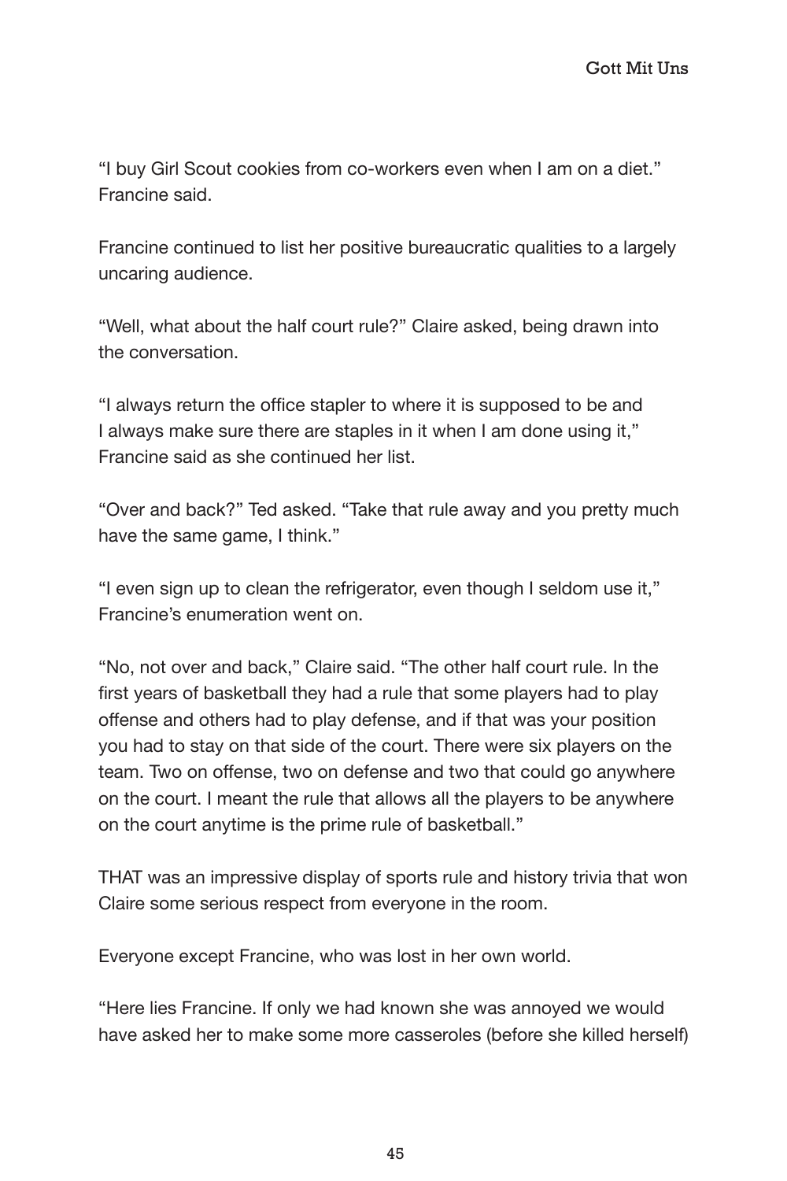"I buy Girl Scout cookies from co-workers even when I am on a diet." Francine said.

Francine continued to list her positive bureaucratic qualities to a largely uncaring audience.

"Well, what about the half court rule?" Claire asked, being drawn into the conversation.

"I always return the office stapler to where it is supposed to be and I always make sure there are staples in it when I am done using it," Francine said as she continued her list.

"Over and back?" Ted asked. "Take that rule away and you pretty much have the same game, I think."

"I even sign up to clean the refrigerator, even though I seldom use it," Francine's enumeration went on.

"No, not over and back," Claire said. "The other half court rule. In the first years of basketball they had a rule that some players had to play offense and others had to play defense, and if that was your position you had to stay on that side of the court. There were six players on the team. Two on offense, two on defense and two that could go anywhere on the court. I meant the rule that allows all the players to be anywhere on the court anytime is the prime rule of basketball."

THAT was an impressive display of sports rule and history trivia that won Claire some serious respect from everyone in the room.

Everyone except Francine, who was lost in her own world.

"Here lies Francine. If only we had known she was annoyed we would have asked her to make some more casseroles (before she killed herself)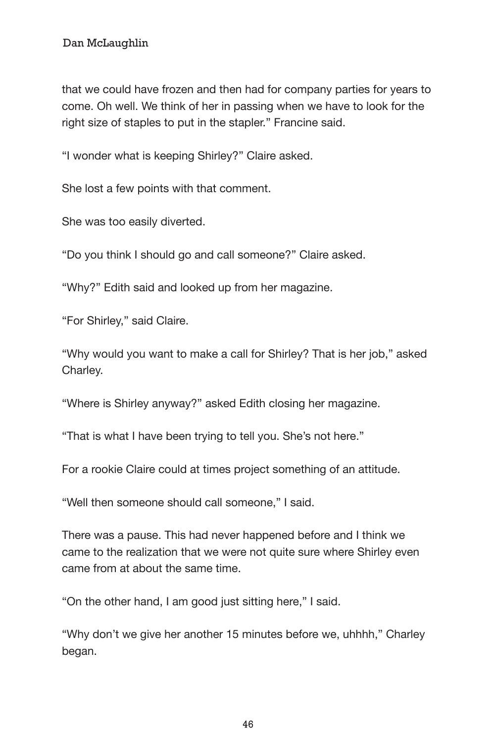that we could have frozen and then had for company parties for years to come. Oh well. We think of her in passing when we have to look for the right size of staples to put in the stapler." Francine said.

"I wonder what is keeping Shirley?" Claire asked.

She lost a few points with that comment.

She was too easily diverted.

"Do you think I should go and call someone?" Claire asked.

"Why?" Edith said and looked up from her magazine.

"For Shirley," said Claire.

"Why would you want to make a call for Shirley? That is her job," asked Charley.

"Where is Shirley anyway?" asked Edith closing her magazine.

"That is what I have been trying to tell you. She's not here."

For a rookie Claire could at times project something of an attitude.

"Well then someone should call someone," I said.

There was a pause. This had never happened before and I think we came to the realization that we were not quite sure where Shirley even came from at about the same time.

"On the other hand, I am good just sitting here," I said.

"Why don't we give her another 15 minutes before we, uhhhh," Charley began.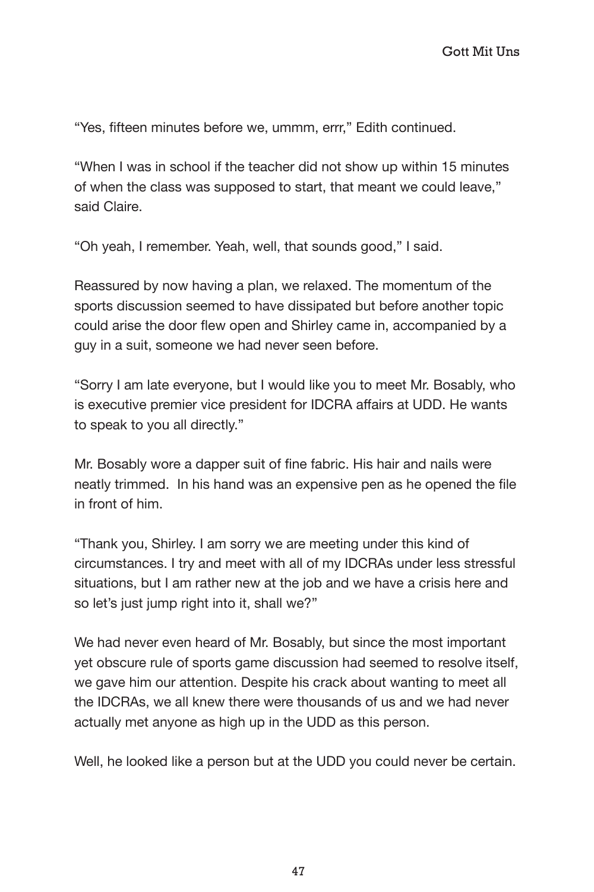"Yes, fifteen minutes before we, ummm, errr," Edith continued.

"When I was in school if the teacher did not show up within 15 minutes of when the class was supposed to start, that meant we could leave," said Claire.

"Oh yeah, I remember. Yeah, well, that sounds good," I said.

Reassured by now having a plan, we relaxed. The momentum of the sports discussion seemed to have dissipated but before another topic could arise the door flew open and Shirley came in, accompanied by a guy in a suit, someone we had never seen before.

"Sorry I am late everyone, but I would like you to meet Mr. Bosably, who is executive premier vice president for IDCRA affairs at UDD. He wants to speak to you all directly."

Mr. Bosably wore a dapper suit of fine fabric. His hair and nails were neatly trimmed. In his hand was an expensive pen as he opened the file in front of him.

"Thank you, Shirley. I am sorry we are meeting under this kind of circumstances. I try and meet with all of my IDCRAs under less stressful situations, but I am rather new at the job and we have a crisis here and so let's just jump right into it, shall we?"

We had never even heard of Mr. Bosably, but since the most important yet obscure rule of sports game discussion had seemed to resolve itself, we gave him our attention. Despite his crack about wanting to meet all the IDCRAs, we all knew there were thousands of us and we had never actually met anyone as high up in the UDD as this person.

Well, he looked like a person but at the UDD you could never be certain.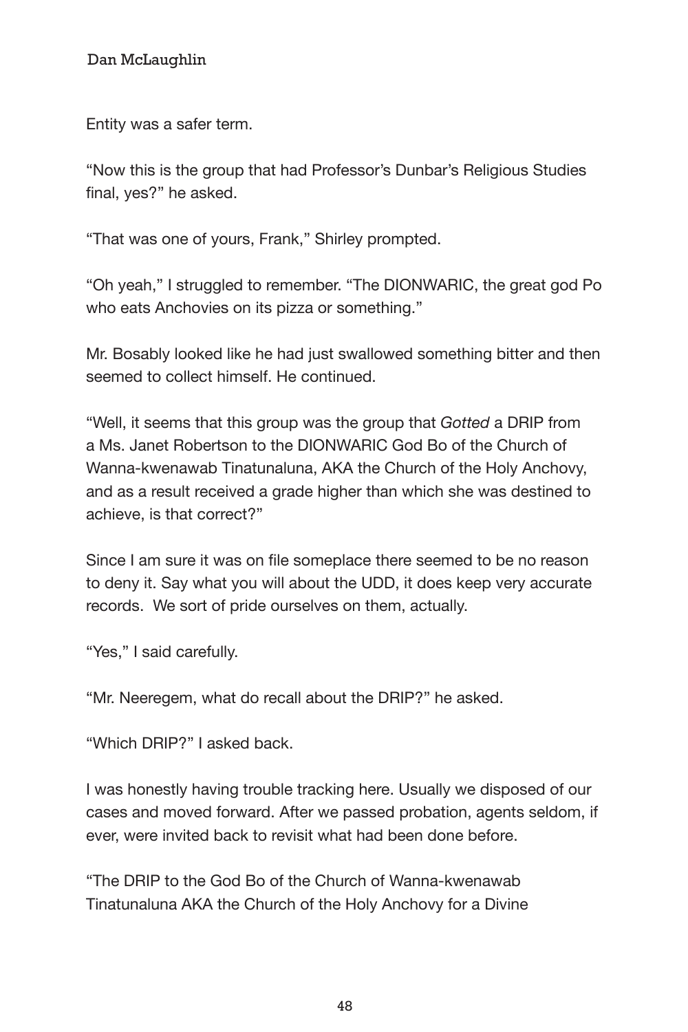Entity was a safer term.

“Now this is the group that had Professor’s Dunbar’s Religious Studies final, yes?” he asked.

“That was one of yours, Frank,” Shirley prompted.

“Oh yeah,” I struggled to remember. “The DIONWARIC, the great god Po who eats Anchovies on its pizza or something.”

Mr. Bosably looked like he had just swallowed something bitter and then seemed to collect himself. He continued.

“Well, it seems that this group was the group that *Gotted* a DRIP from a Ms. Janet Robertson to the DIONWARIC God Bo of the Church of Wanna-kwenawab Tinatunaluna, AKA the Church of the Holy Anchovy, and as a result received a grade higher than which she was destined to achieve, is that correct?”

Since I am sure it was on file someplace there seemed to be no reason to deny it. Say what you will about the UDD, it does keep very accurate records. We sort of pride ourselves on them, actually.

“Yes,” I said carefully.

“Mr. Neeregem, what do recall about the DRIP?” he asked.

“Which DRIP?” I asked back.

I was honestly having trouble tracking here. Usually we disposed of our cases and moved forward. After we passed probation, agents seldom, if ever, were invited back to revisit what had been done before.

“The DRIP to the God Bo of the Church of Wanna-kwenawab Tinatunaluna AKA the Church of the Holy Anchovy for a Divine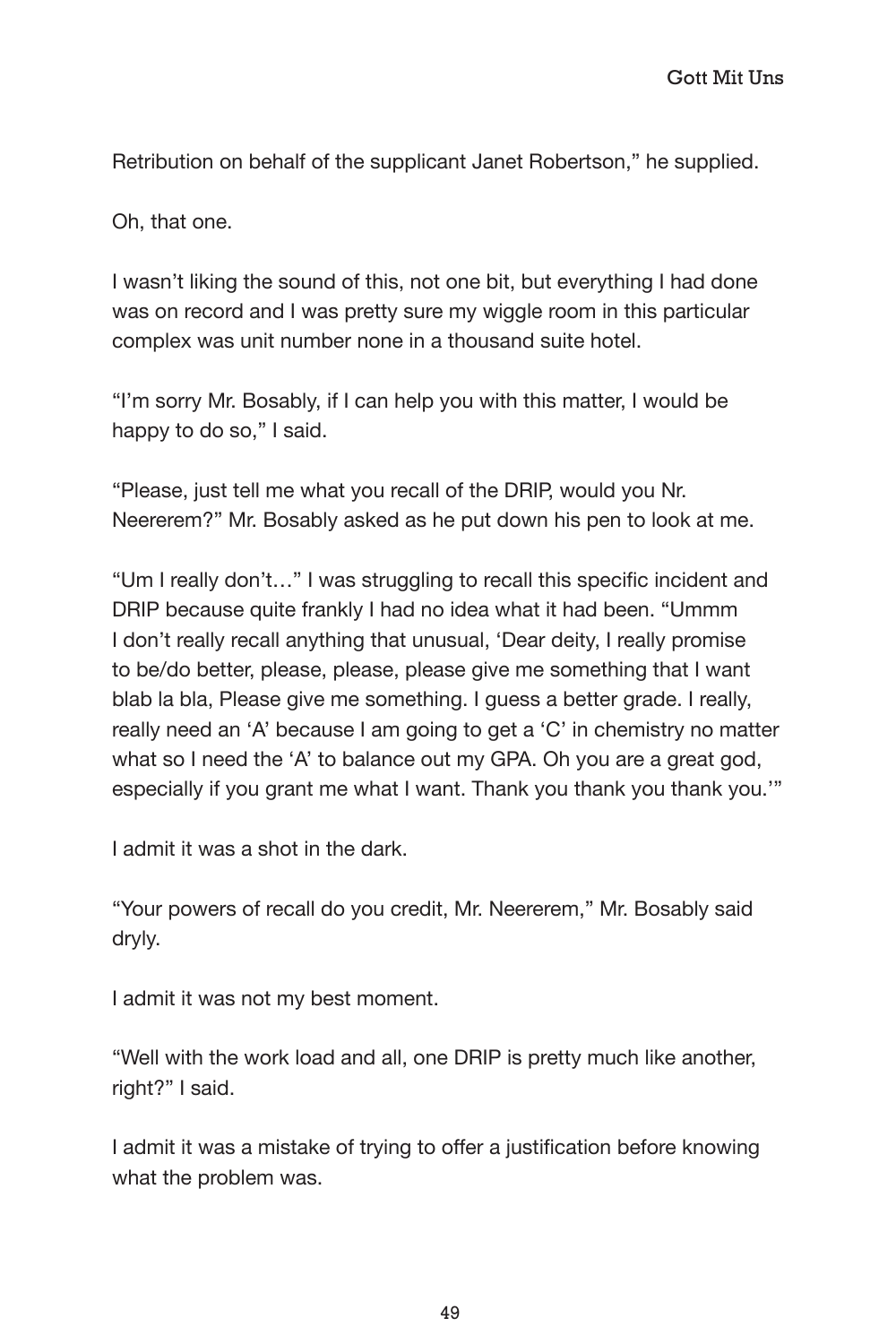Retribution on behalf of the supplicant Janet Robertson," he supplied.

Oh, that one.

I wasn't liking the sound of this, not one bit, but everything I had done was on record and I was pretty sure my wiggle room in this particular complex was unit number none in a thousand suite hotel.

"I'm sorry Mr. Bosably, if I can help you with this matter, I would be happy to do so," I said.

"Please, just tell me what you recall of the DRIP, would you Nr. Neererem?" Mr. Bosably asked as he put down his pen to look at me.

"Um I really don't…" I was struggling to recall this specific incident and DRIP because quite frankly I had no idea what it had been. "Ummm I don't really recall anything that unusual, 'Dear deity, I really promise to be/do better, please, please, please give me something that I want blab la bla, Please give me something. I guess a better grade. I really, really need an 'A' because I am going to get a 'C' in chemistry no matter what so I need the 'A' to balance out my GPA. Oh you are a great god, especially if you grant me what I want. Thank you thank you thank you.'"

I admit it was a shot in the dark.

"Your powers of recall do you credit, Mr. Neererem," Mr. Bosably said dryly.

I admit it was not my best moment.

"Well with the work load and all, one DRIP is pretty much like another, right?" I said.

I admit it was a mistake of trying to offer a justification before knowing what the problem was.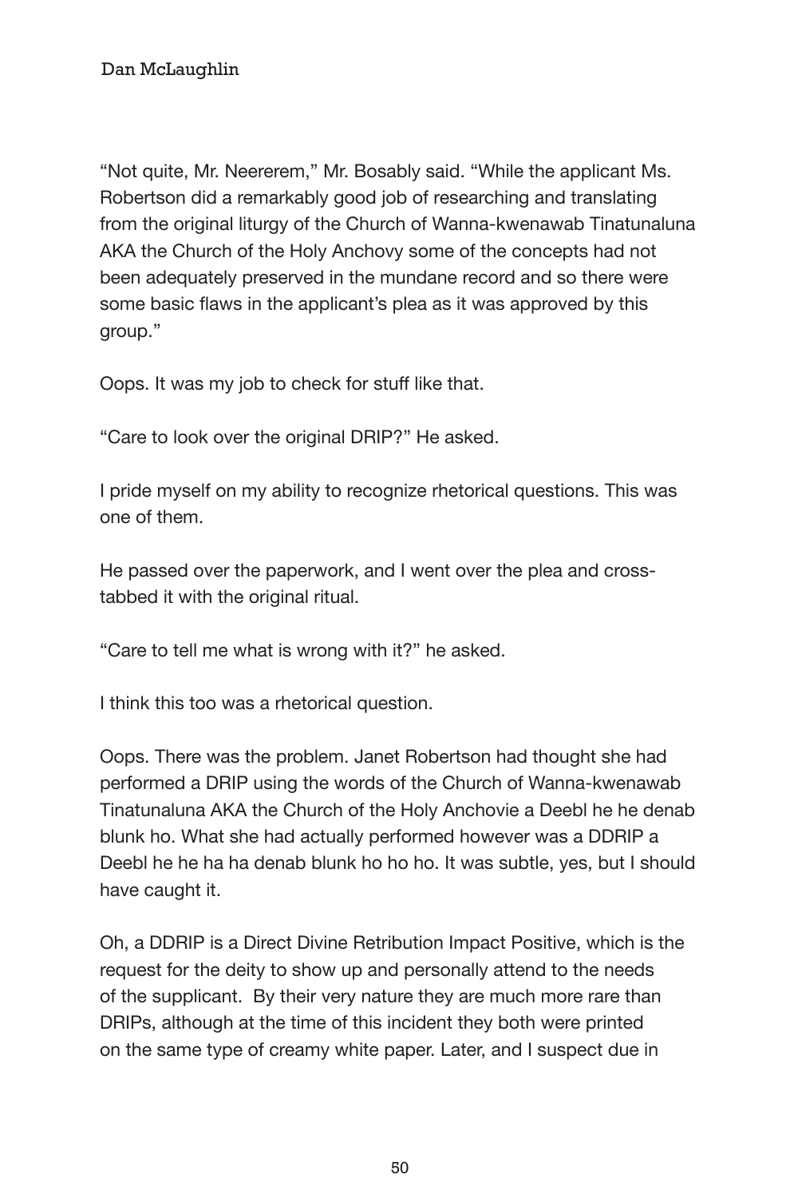"Not quite, Mr. Neererem," Mr. Bosably said. "While the applicant Ms. Robertson did a remarkably good job of researching and translating from the original liturgy of the Church of Wanna-kwenawab Tinatunaluna AKA the Church of the Holy Anchovy some of the concepts had not been adequately preserved in the mundane record and so there were some basic flaws in the applicant's plea as it was approved by this group."

Oops. It was my job to check for stuff like that.

"Care to look over the original DRIP?" He asked.

I pride myself on my ability to recognize rhetorical questions. This was one of them.

He passed over the paperwork, and I went over the plea and cross-tabbed it with the original ritual.

"Care to tell me what is wrong with it?" he asked.

I think this too was a rhetorical question.

Oops. There was the problem. Janet Robertson had thought she had performed a DRIP using the words of the Church of Wanna-kwenawab Tinatunaluna AKA the Church of the Holy Anchovie a Deebl he he denab blunk ho. What she had actually performed however was a DDRIP a Deebl he he ha ha denab blunk ho ho ho. It was subtle, yes, but I should have caught it.

Oh, a DDRIP is a Direct Divine Retribution Impact Positive, which is the request for the deity to show up and personally attend to the needs of the supplicant. By their very nature they are much more rare than DRIPs, although at the time of this incident they both were printed on the same type of creamy white paper. Later, and I suspect due in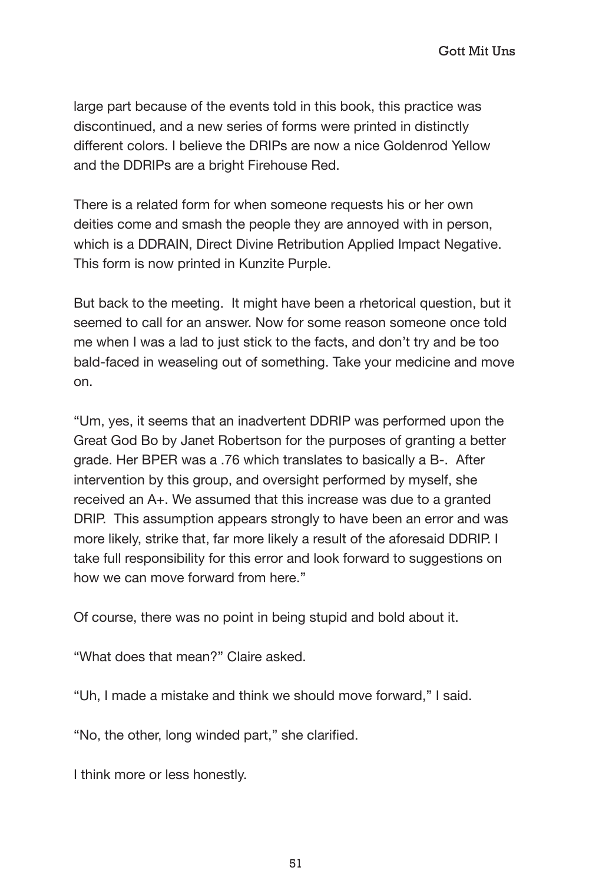large part because of the events told in this book, this practice was discontinued, and a new series of forms were printed in distinctly different colors. I believe the DRIPs are now a nice Goldenrod Yellow and the DDRIPs are a bright Firehouse Red.

There is a related form for when someone requests his or her own deities come and smash the people they are annoyed with in person, which is a DDRAIN, Direct Divine Retribution Applied Impact Negative. This form is now printed in Kunzite Purple.

But back to the meeting. It might have been a rhetorical question, but it seemed to call for an answer. Now for some reason someone once told me when I was a lad to just stick to the facts, and don't try and be too bald-faced in weaseling out of something. Take your medicine and move on.

"Um, yes, it seems that an inadvertent DDRIP was performed upon the Great God Bo by Janet Robertson for the purposes of granting a better grade. Her BPER was a .76 which translates to basically a B-. After intervention by this group, and oversight performed by myself, she received an A+. We assumed that this increase was due to a granted DRIP. This assumption appears strongly to have been an error and was more likely, strike that, far more likely a result of the aforesaid DDRIP. I take full responsibility for this error and look forward to suggestions on how we can move forward from here."

Of course, there was no point in being stupid and bold about it.

"What does that mean?" Claire asked.

"Uh, I made a mistake and think we should move forward," I said.

"No, the other, long winded part," she clarified.

I think more or less honestly.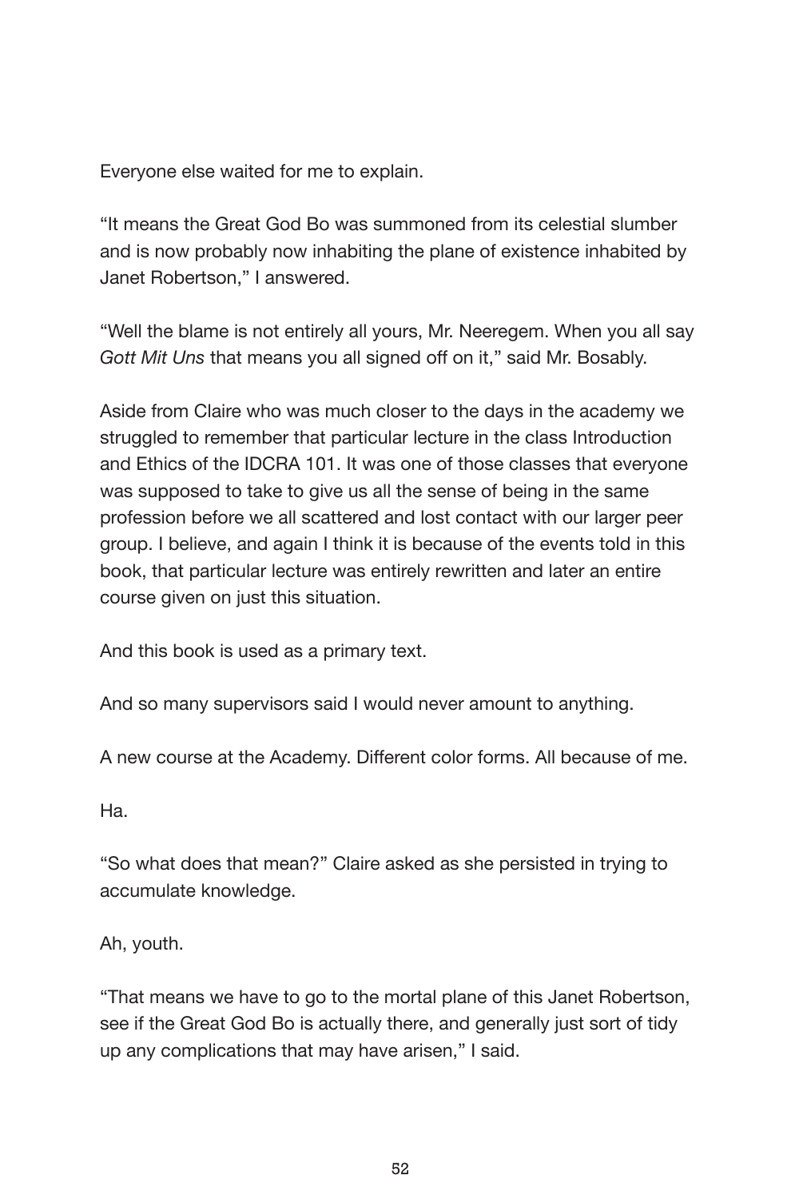Everyone else waited for me to explain.

“It means the Great God Bo was summoned from its celestial slumber and is now probably now inhabiting the plane of existence inhabited by Janet Robertson,” I answered.

“Well the blame is not entirely all yours, Mr. Neeregem. When you all say *Gott Mit Uns* that means you all signed off on it,” said Mr. Bosably.

Aside from Claire who was much closer to the days in the academy we struggled to remember that particular lecture in the class Introduction and Ethics of the IDCRA 101. It was one of those classes that everyone was supposed to take to give us all the sense of being in the same profession before we all scattered and lost contact with our larger peer group. I believe, and again I think it is because of the events told in this book, that particular lecture was entirely rewritten and later an entire course given on just this situation.

And this book is used as a primary text.

And so many supervisors said I would never amount to anything.

A new course at the Academy. Different color forms. All because of me.

Ha.

“So what does that mean?” Claire asked as she persisted in trying to accumulate knowledge.

Ah, youth.

“That means we have to go to the mortal plane of this Janet Robertson, see if the Great God Bo is actually there, and generally just sort of tidy up any complications that may have arisen,” I said.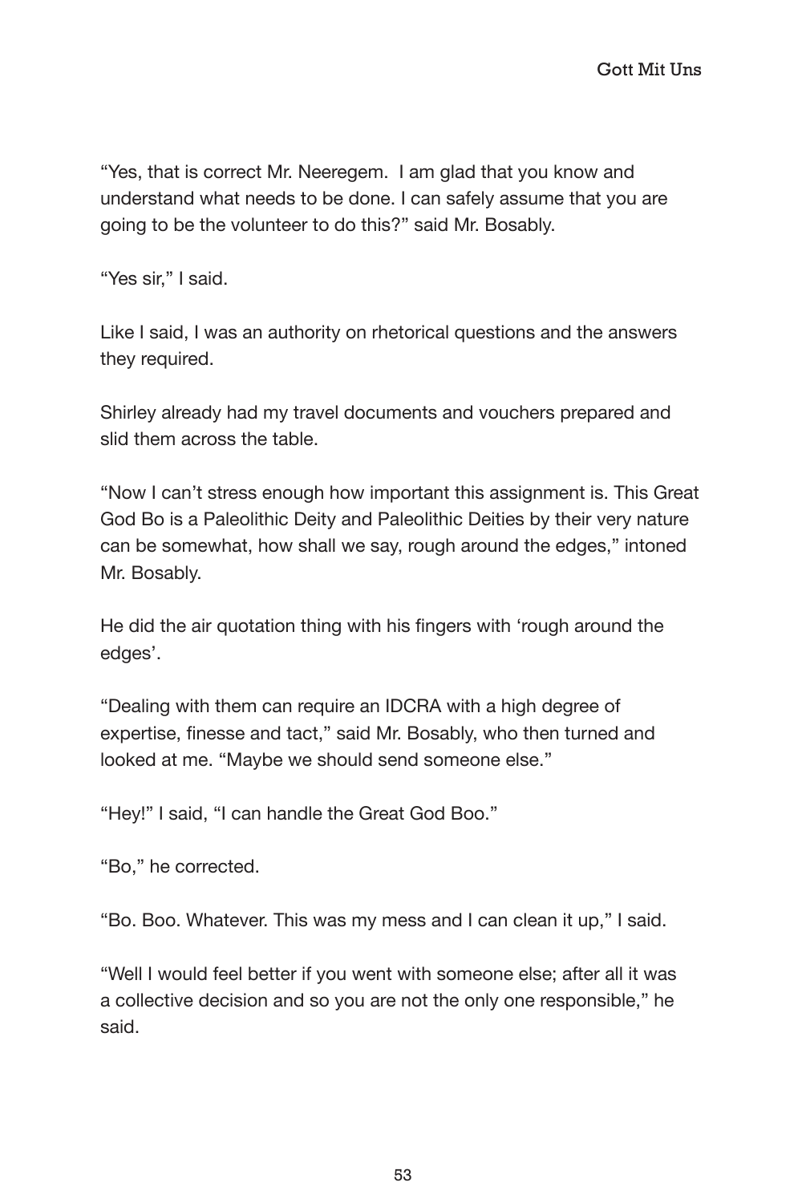"Yes, that is correct Mr. Neeregem. I am glad that you know and understand what needs to be done. I can safely assume that you are going to be the volunteer to do this?" said Mr. Bosably.

"Yes sir," I said.

Like I said, I was an authority on rhetorical questions and the answers they required.

Shirley already had my travel documents and vouchers prepared and slid them across the table.

"Now I can't stress enough how important this assignment is. This Great God Bo is a Paleolithic Deity and Paleolithic Deities by their very nature can be somewhat, how shall we say, rough around the edges," intoned Mr. Bosably.

He did the air quotation thing with his fingers with 'rough around the edges'.

"Dealing with them can require an IDCRA with a high degree of expertise, finesse and tact," said Mr. Bosably, who then turned and looked at me. "Maybe we should send someone else."

"Hey!" I said, "I can handle the Great God Boo."

"Bo," he corrected.

"Bo. Boo. Whatever. This was my mess and I can clean it up," I said.

"Well I would feel better if you went with someone else; after all it was a collective decision and so you are not the only one responsible," he said.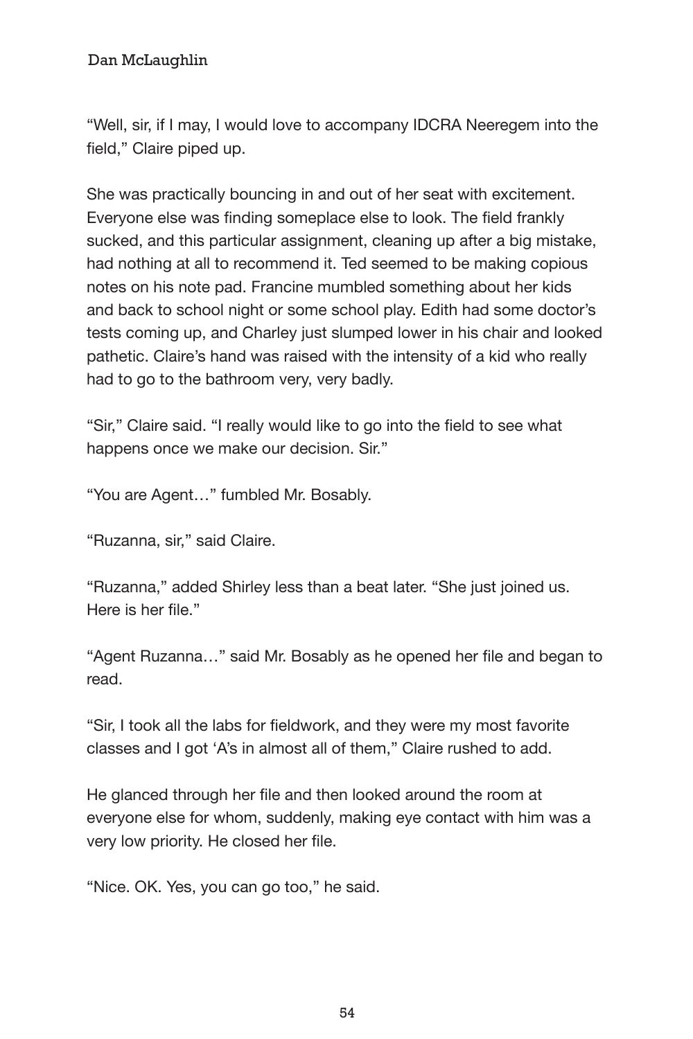"Well, sir, if I may, I would love to accompany IDCRA Neeregem into the field," Claire piped up.

She was practically bouncing in and out of her seat with excitement. Everyone else was finding someplace else to look. The field frankly sucked, and this particular assignment, cleaning up after a big mistake, had nothing at all to recommend it. Ted seemed to be making copious notes on his note pad. Francine mumbled something about her kids and back to school night or some school play. Edith had some doctor's tests coming up, and Charley just slumped lower in his chair and looked pathetic. Claire's hand was raised with the intensity of a kid who really had to go to the bathroom very, very badly.

"Sir," Claire said. "I really would like to go into the field to see what happens once we make our decision. Sir."

"You are Agent…" fumbled Mr. Bosably.

"Ruzanna, sir," said Claire.

"Ruzanna," added Shirley less than a beat later. "She just joined us. Here is her file."

"Agent Ruzanna…" said Mr. Bosably as he opened her file and began to read.

"Sir, I took all the labs for fieldwork, and they were my most favorite classes and I got 'A's in almost all of them," Claire rushed to add.

He glanced through her file and then looked around the room at everyone else for whom, suddenly, making eye contact with him was a very low priority. He closed her file.

"Nice. OK. Yes, you can go too," he said.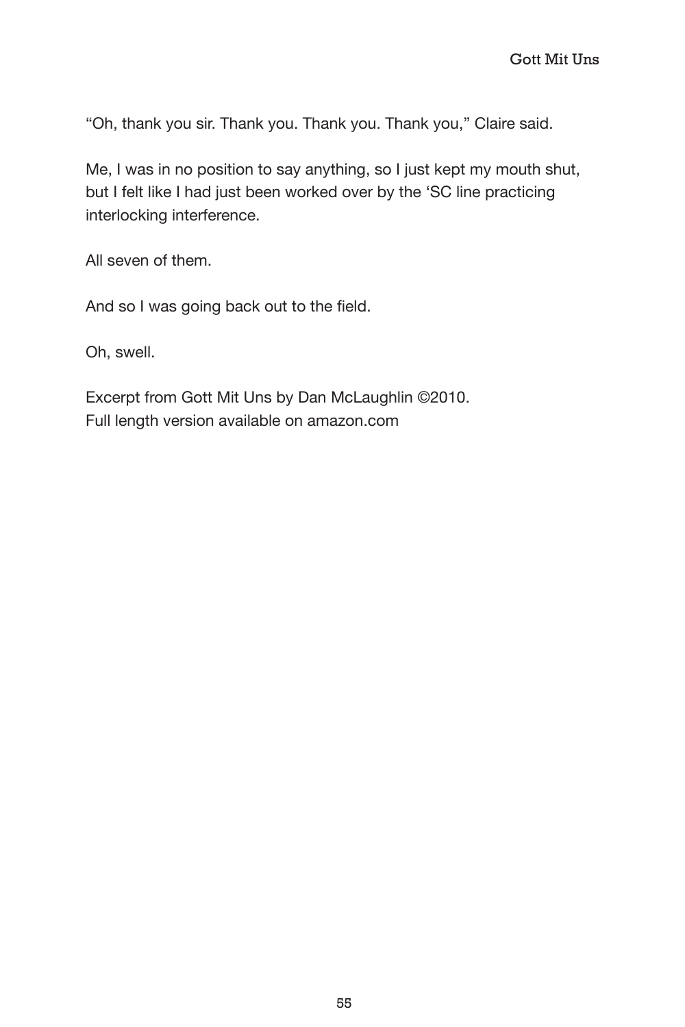"Oh, thank you sir. Thank you. Thank you. Thank you," Claire said.

Me, I was in no position to say anything, so I just kept my mouth shut, but I felt like I had just been worked over by the 'SC line practicing interlocking interference.

All seven of them.

And so I was going back out to the field.

Oh, swell.

Excerpt from Gott Mit Uns by Dan McLaughlin ©2010.
Full length version available on amazon.com